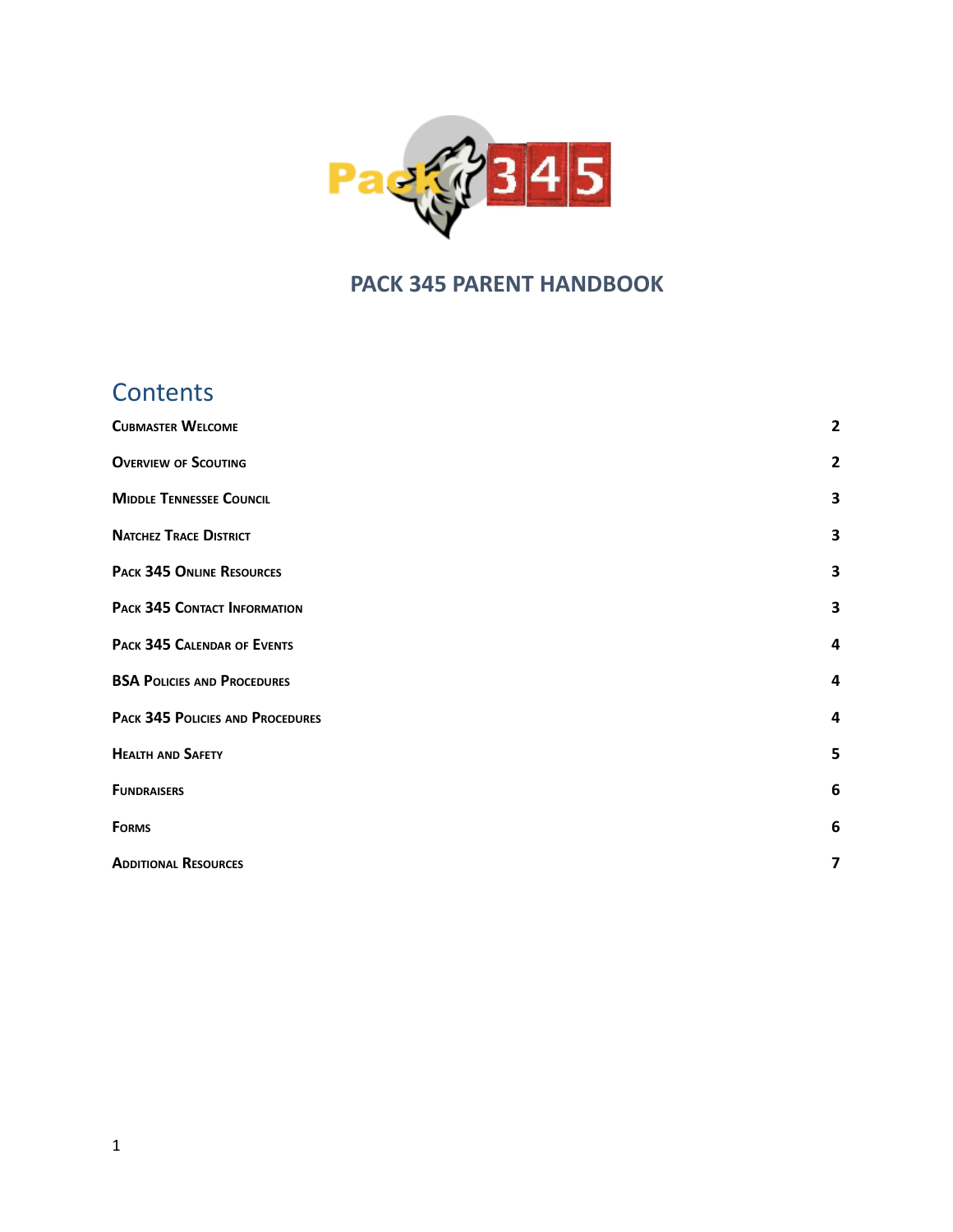# PACK 345 PARENT HANDBOOK

## Contents

| | |
|---|---|
| Cubmaster Welcome | 2 |
| Overview of Scouting | 2 |
| Middle Tennessee Council | 3 |
| Natchez Trace District | 3 |
| Pack 345 Online Resources | 3 |
| Pack 345 Contact Information | 3 |
| Pack 345 Calendar of Events | 4 |
| BSA Policies and Procedures | 4 |
| Pack 345 Policies and Procedures | 4 |
| Health and Safety | 5 |
| Fundraisers | 6 |
| Forms | 6 |
| Additional Resources | 7 |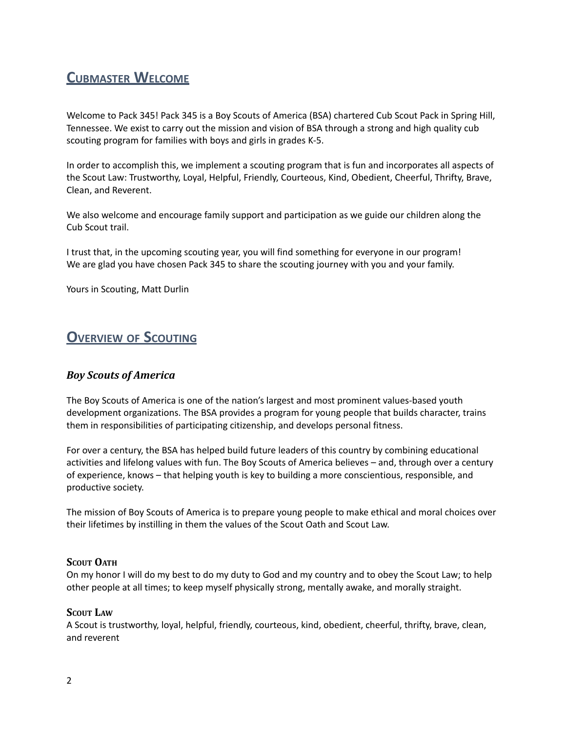## Cubmaster Welcome

Welcome to Pack 345! Pack 345 is a Boy Scouts of America (BSA) chartered Cub Scout Pack in Spring Hill, Tennessee. We exist to carry out the mission and vision of BSA through a strong and high quality cub scouting program for families with boys and girls in grades K-5.

In order to accomplish this, we implement a scouting program that is fun and incorporates all aspects of the Scout Law: Trustworthy, Loyal, Helpful, Friendly, Courteous, Kind, Obedient, Cheerful, Thrifty, Brave, Clean, and Reverent.

We also welcome and encourage family support and participation as we guide our children along the Cub Scout trail.

I trust that, in the upcoming scouting year, you will find something for everyone in our program!
We are glad you have chosen Pack 345 to share the scouting journey with you and your family.

Yours in Scouting, Matt Durlin

## Overview of Scouting

### *Boy Scouts of America*

The Boy Scouts of America is one of the nation's largest and most prominent values-based youth development organizations. The BSA provides a program for young people that builds character, trains them in responsibilities of participating citizenship, and develops personal fitness.

For over a century, the BSA has helped build future leaders of this country by combining educational activities and lifelong values with fun. The Boy Scouts of America believes – and, through over a century of experience, knows – that helping youth is key to building a more conscientious, responsible, and productive society.

The mission of Boy Scouts of America is to prepare young people to make ethical and moral choices over their lifetimes by instilling in them the values of the Scout Oath and Scout Law.

#### Scout Oath

On my honor I will do my best to do my duty to God and my country and to obey the Scout Law; to help other people at all times; to keep myself physically strong, mentally awake, and morally straight.

#### Scout Law

A Scout is trustworthy, loyal, helpful, friendly, courteous, kind, obedient, cheerful, thrifty, brave, clean, and reverent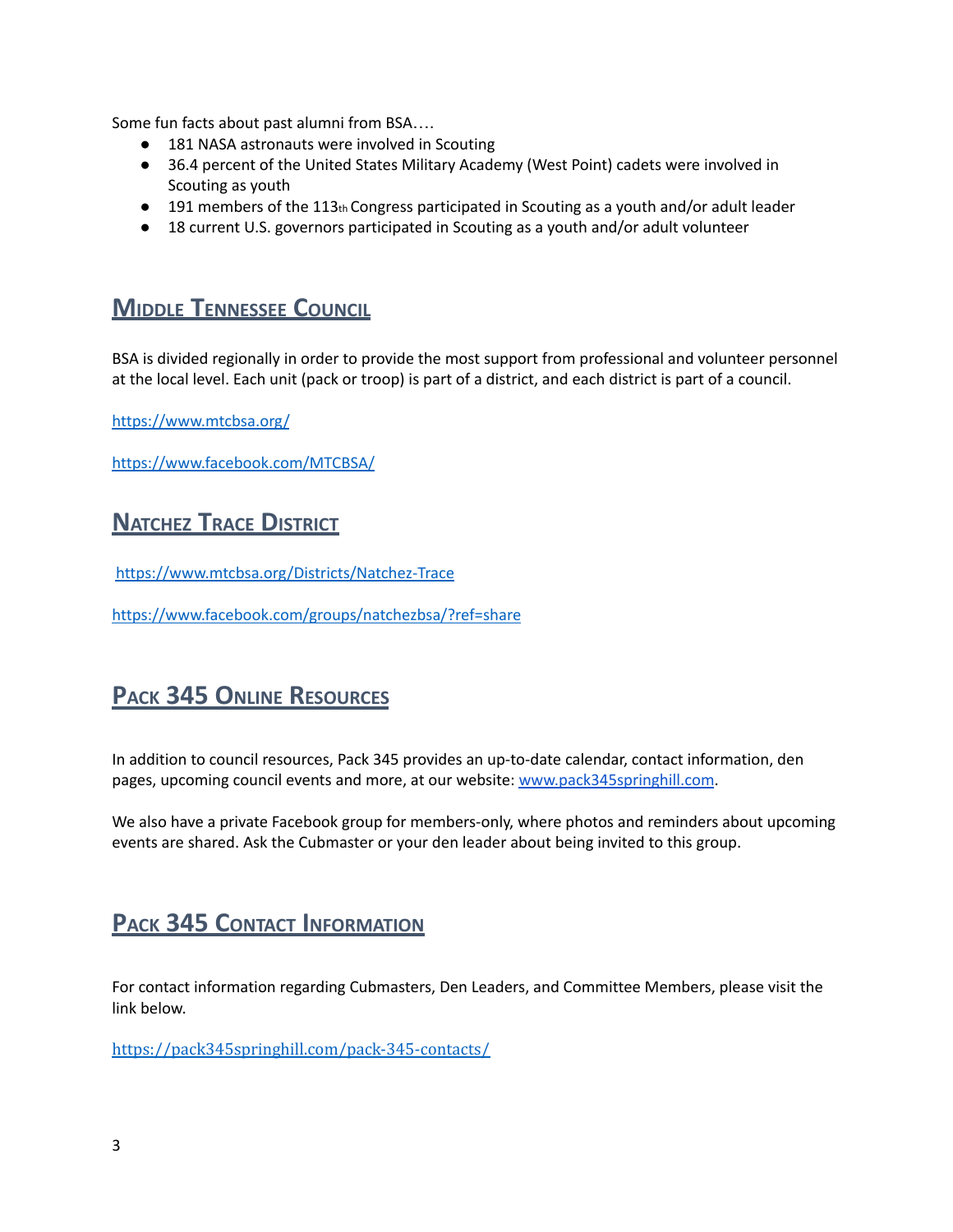Some fun facts about past alumni from BSA….

- 181 NASA astronauts were involved in Scouting
- 36.4 percent of the United States Military Academy (West Point) cadets were involved in Scouting as youth
- 191 members of the 113th Congress participated in Scouting as a youth and/or adult leader
- 18 current U.S. governors participated in Scouting as a youth and/or adult volunteer

## Middle Tennessee Council

BSA is divided regionally in order to provide the most support from professional and volunteer personnel at the local level. Each unit (pack or troop) is part of a district, and each district is part of a council.

https://www.mtcbsa.org/

https://www.facebook.com/MTCBSA/

## Natchez Trace District

https://www.mtcbsa.org/Districts/Natchez-Trace

https://www.facebook.com/groups/natchezbsa/?ref=share

## Pack 345 Online Resources

In addition to council resources, Pack 345 provides an up-to-date calendar, contact information, den pages, upcoming council events and more, at our website: www.pack345springhill.com.

We also have a private Facebook group for members-only, where photos and reminders about upcoming events are shared. Ask the Cubmaster or your den leader about being invited to this group.

## Pack 345 Contact Information

For contact information regarding Cubmasters, Den Leaders, and Committee Members, please visit the link below.

https://pack345springhill.com/pack-345-contacts/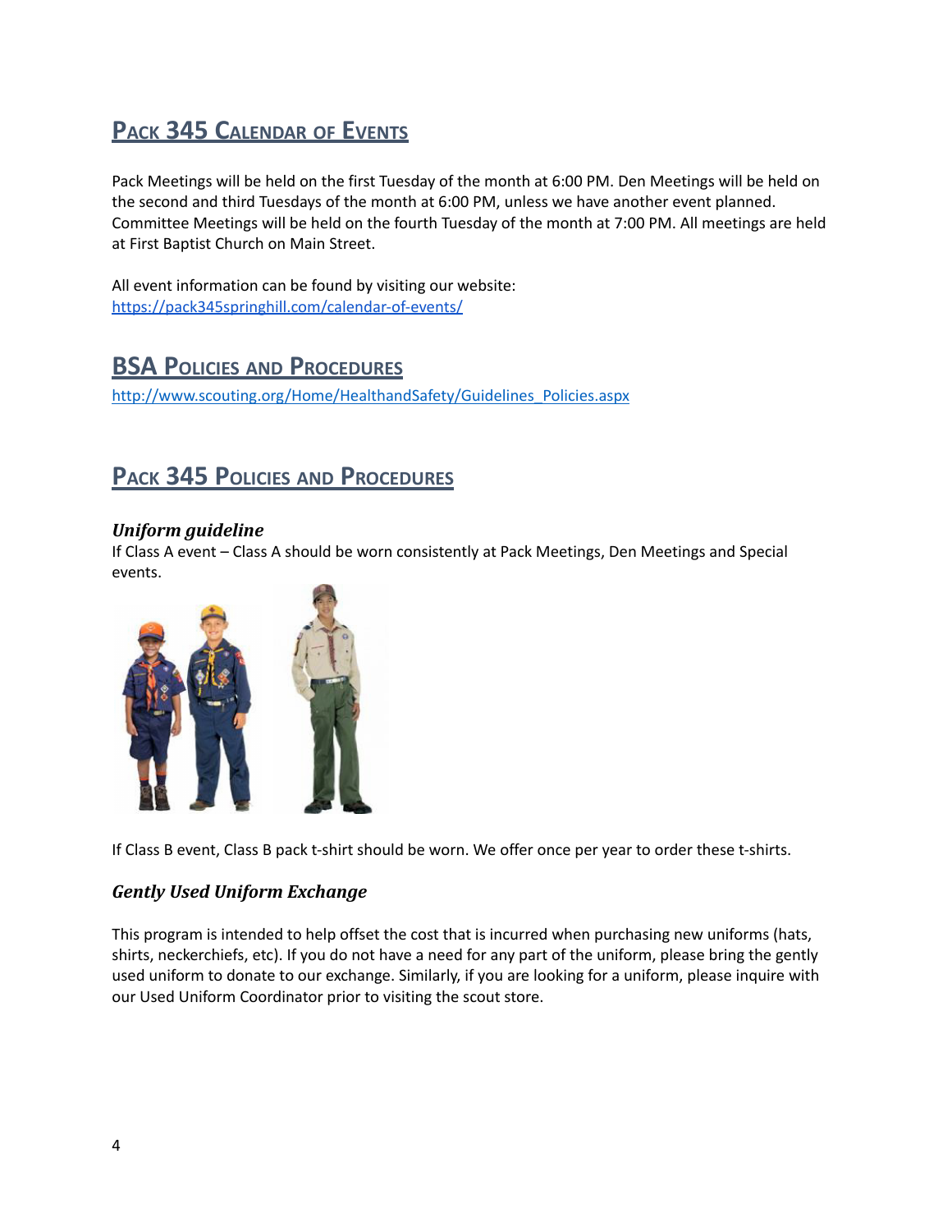## Pack 345 Calendar of Events

Pack Meetings will be held on the first Tuesday of the month at 6:00 PM. Den Meetings will be held on the second and third Tuesdays of the month at 6:00 PM, unless we have another event planned. Committee Meetings will be held on the fourth Tuesday of the month at 7:00 PM. All meetings are held at First Baptist Church on Main Street.

All event information can be found by visiting our website: [https://pack345springhill.com/calendar-of-events/](https://pack345springhill.com/calendar-of-events/)

## BSA Policies and Procedures

[http://www.scouting.org/Home/HealthandSafety/Guidelines_Policies.aspx](http://www.scouting.org/Home/HealthandSafety/Guidelines_Policies.aspx)

## Pack 345 Policies and Procedures

### *Uniform guideline*

If Class A event – Class A should be worn consistently at Pack Meetings, Den Meetings and Special events.

If Class B event, Class B pack t-shirt should be worn. We offer once per year to order these t-shirts.

### *Gently Used Uniform Exchange*

This program is intended to help offset the cost that is incurred when purchasing new uniforms (hats, shirts, neckerchiefs, etc). If you do not have a need for any part of the uniform, please bring the gently used uniform to donate to our exchange. Similarly, if you are looking for a uniform, please inquire with our Used Uniform Coordinator prior to visiting the scout store.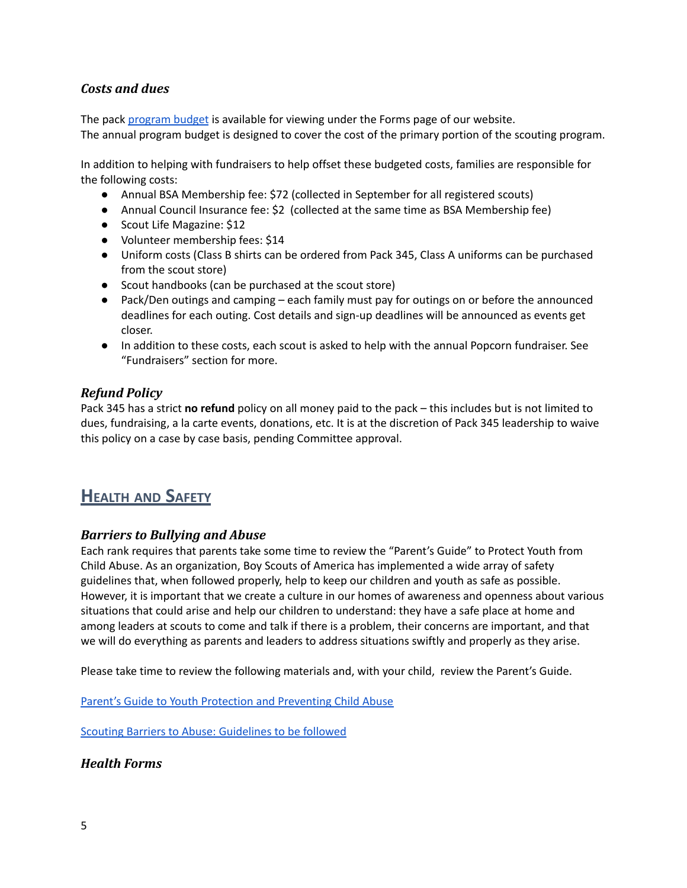### *Costs and dues*

The pack [program budget] is available for viewing under the Forms page of our website.
The annual program budget is designed to cover the cost of the primary portion of the scouting program.

In addition to helping with fundraisers to help offset these budgeted costs, families are responsible for the following costs:

- Annual BSA Membership fee: $72 (collected in September for all registered scouts)
- Annual Council Insurance fee: $2 (collected at the same time as BSA Membership fee)
- Scout Life Magazine: $12
- Volunteer membership fees: $14
- Uniform costs (Class B shirts can be ordered from Pack 345, Class A uniforms can be purchased from the scout store)
- Scout handbooks (can be purchased at the scout store)
- Pack/Den outings and camping – each family must pay for outings on or before the announced deadlines for each outing. Cost details and sign-up deadlines will be announced as events get closer.
- In addition to these costs, each scout is asked to help with the annual Popcorn fundraiser. See "Fundraisers" section for more.

### *Refund Policy*

Pack 345 has a strict **no refund** policy on all money paid to the pack – this includes but is not limited to dues, fundraising, a la carte events, donations, etc. It is at the discretion of Pack 345 leadership to waive this policy on a case by case basis, pending Committee approval.

## Health and Safety

### *Barriers to Bullying and Abuse*

Each rank requires that parents take some time to review the "Parent's Guide" to Protect Youth from Child Abuse. As an organization, Boy Scouts of America has implemented a wide array of safety guidelines that, when followed properly, help to keep our children and youth as safe as possible. However, it is important that we create a culture in our homes of awareness and openness about various situations that could arise and help our children to understand: they have a safe place at home and among leaders at scouts to come and talk if there is a problem, their concerns are important, and that we will do everything as parents and leaders to address situations swiftly and properly as they arise.

Please take time to review the following materials and, with your child, review the Parent's Guide.

[Parent's Guide to Youth Protection and Preventing Child Abuse]

[Scouting Barriers to Abuse: Guidelines to be followed]

### *Health Forms*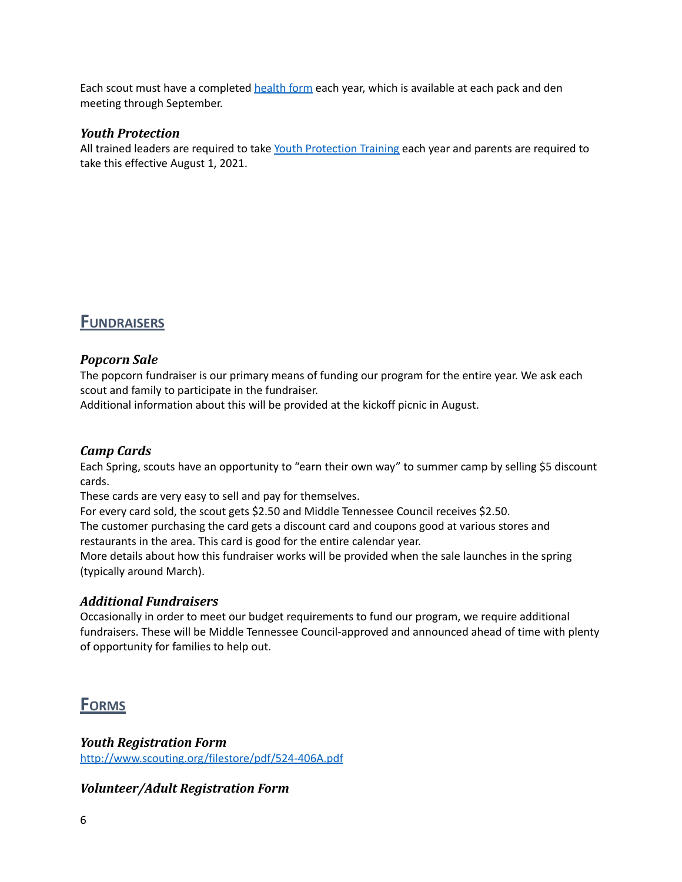Each scout must have a completed [health form]() each year, which is available at each pack and den meeting through September.

### *Youth Protection*

All trained leaders are required to take [Youth Protection Training]() each year and parents are required to take this effective August 1, 2021.

## Fundraisers

### *Popcorn Sale*

The popcorn fundraiser is our primary means of funding our program for the entire year. We ask each scout and family to participate in the fundraiser.
Additional information about this will be provided at the kickoff picnic in August.

### *Camp Cards*

Each Spring, scouts have an opportunity to "earn their own way" to summer camp by selling $5 discount cards.
These cards are very easy to sell and pay for themselves.
For every card sold, the scout gets $2.50 and Middle Tennessee Council receives $2.50.
The customer purchasing the card gets a discount card and coupons good at various stores and restaurants in the area. This card is good for the entire calendar year.
More details about how this fundraiser works will be provided when the sale launches in the spring (typically around March).

### *Additional Fundraisers*

Occasionally in order to meet our budget requirements to fund our program, we require additional fundraisers. These will be Middle Tennessee Council-approved and announced ahead of time with plenty of opportunity for families to help out.

## Forms

### *Youth Registration Form*

http://www.scouting.org/filestore/pdf/524-406A.pdf

### *Volunteer/Adult Registration Form*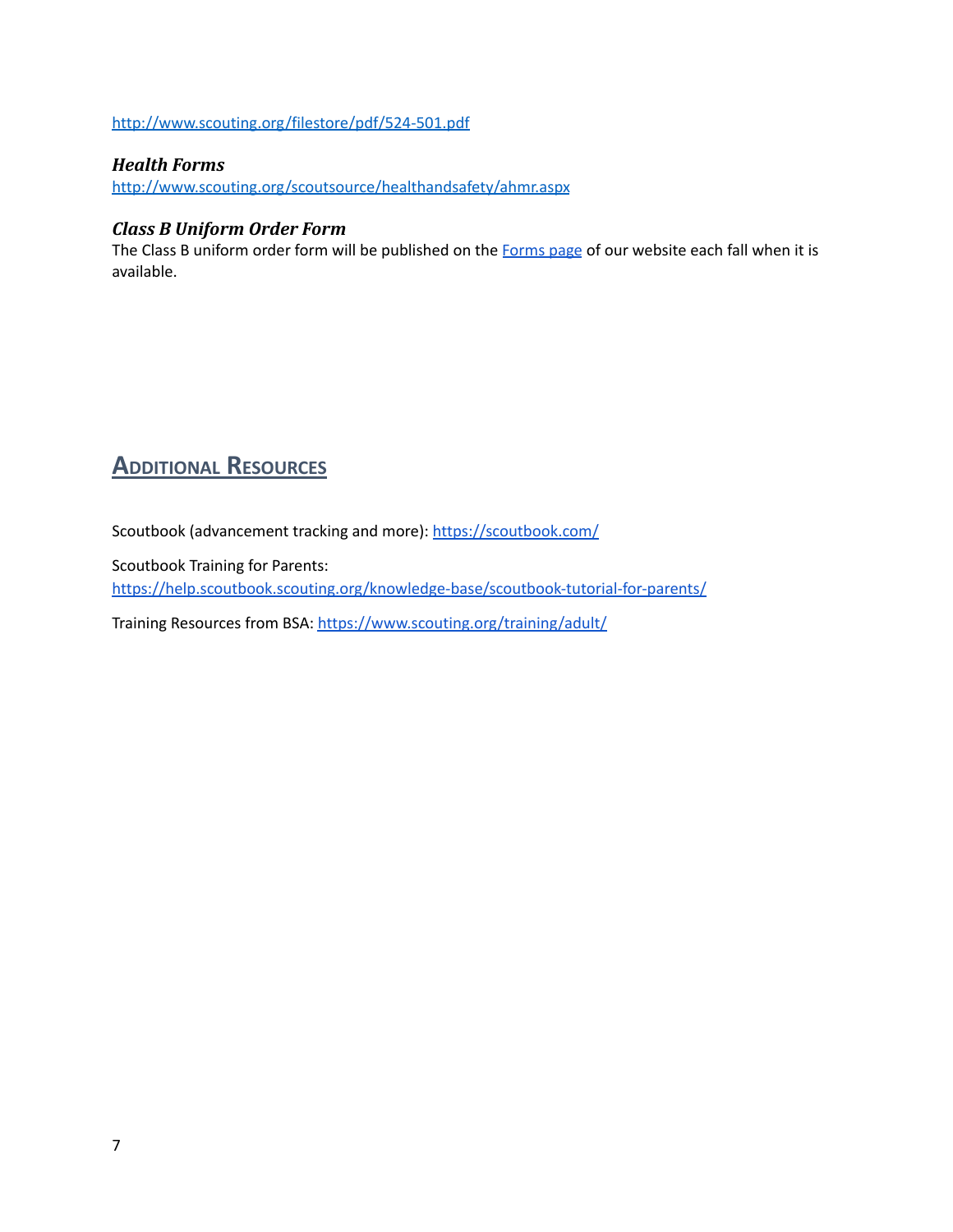http://www.scouting.org/filestore/pdf/524-501.pdf

### *Health Forms*

http://www.scouting.org/scoutsource/healthandsafety/ahmr.aspx

### *Class B Uniform Order Form*

The Class B uniform order form will be published on the Forms page of our website each fall when it is available.

## Additional Resources

Scoutbook (advancement tracking and more): https://scoutbook.com/

Scoutbook Training for Parents:
https://help.scoutbook.scouting.org/knowledge-base/scoutbook-tutorial-for-parents/

Training Resources from BSA: https://www.scouting.org/training/adult/